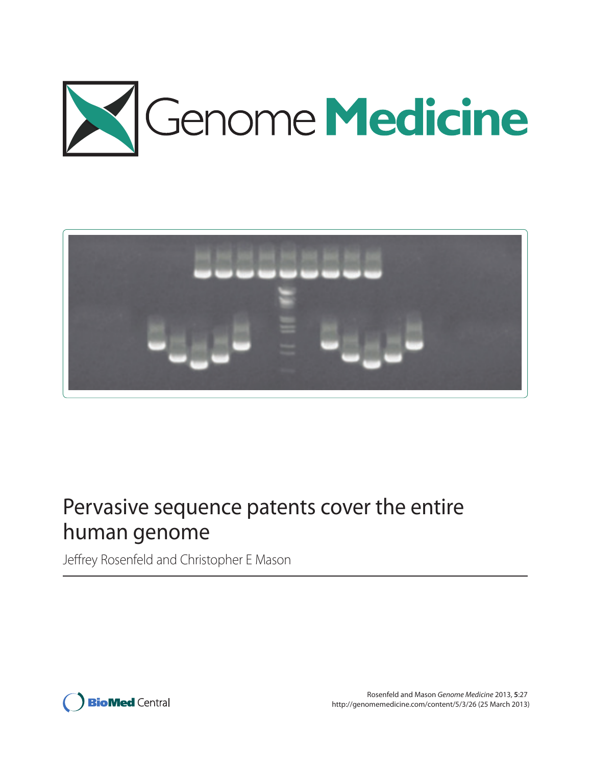# Genome Medicine

# Pervasive sequence patents cover the entire human genome

Jeffrey Rosenfeld and Christopher E Mason

Rosenfeld and Mason *Genome Medicine* 2013, **5**:27
http://genomemedicine.com/content/5/3/26 (25 March 2013)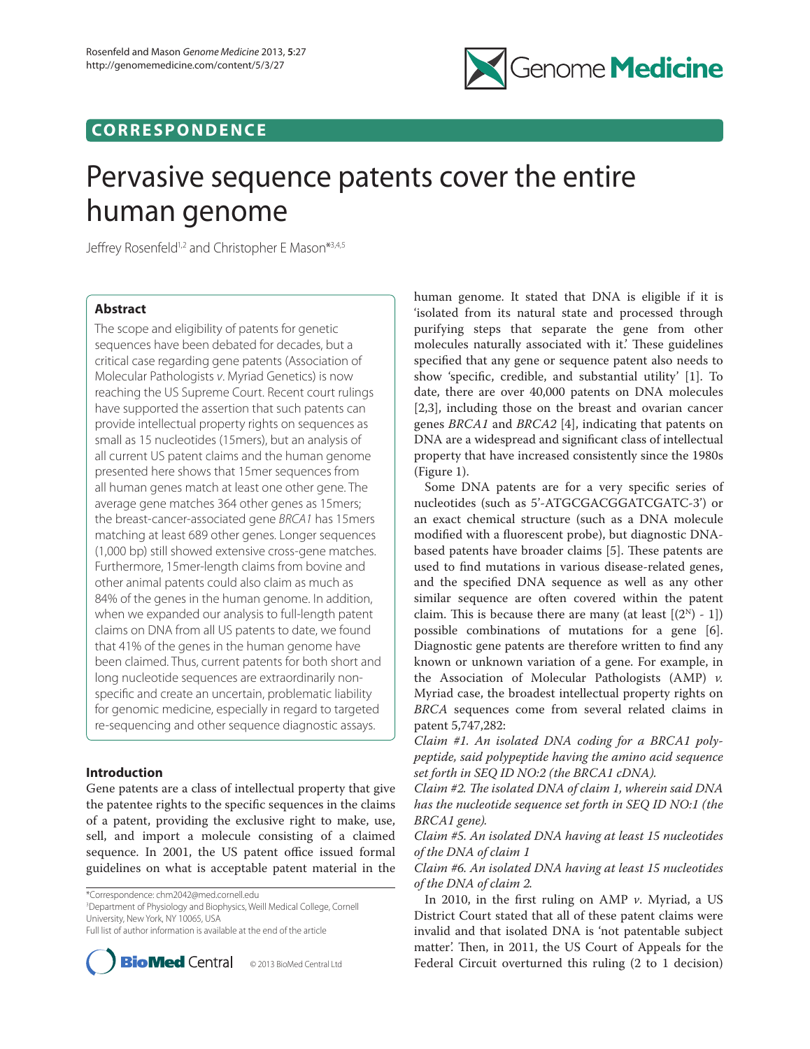# Pervasive sequence patents cover the entire human genome

Jeffrey Rosenfeld[1,2] and Christopher E Mason*[3,4,5]

## Abstract

The scope and eligibility of patents for genetic sequences have been debated for decades, but a critical case regarding gene patents (Association of Molecular Pathologists *v*. Myriad Genetics) is now reaching the US Supreme Court. Recent court rulings have supported the assertion that such patents can provide intellectual property rights on sequences as small as 15 nucleotides (15mers), but an analysis of all current US patent claims and the human genome presented here shows that 15mer sequences from all human genes match at least one other gene. The average gene matches 364 other genes as 15mers; the breast-cancer-associated gene *BRCA1* has 15mers matching at least 689 other genes. Longer sequences (1,000 bp) still showed extensive cross-gene matches. Furthermore, 15mer-length claims from bovine and other animal patents could also claim as much as 84% of the genes in the human genome. In addition, when we expanded our analysis to full-length patent claims on DNA from all US patents to date, we found that 41% of the genes in the human genome have been claimed. Thus, current patents for both short and long nucleotide sequences are extraordinarily non-specific and create an uncertain, problematic liability for genomic medicine, especially in regard to targeted re-sequencing and other sequence diagnostic assays.

## Introduction

Gene patents are a class of intellectual property that give the patentee rights to the specific sequences in the claims of a patent, providing the exclusive right to make, use, sell, and import a molecule consisting of a claimed sequence. In 2001, the US patent office issued formal guidelines on what is acceptable patent material in the human genome. It stated that DNA is eligible if it is 'isolated from its natural state and processed through purifying steps that separate the gene from other molecules naturally associated with it.' These guidelines specified that any gene or sequence patent also needs to show 'specific, credible, and substantial utility' [1]. To date, there are over 40,000 patents on DNA molecules [2,3], including those on the breast and ovarian cancer genes *BRCA1* and *BRCA2* [4], indicating that patents on DNA are a widespread and significant class of intellectual property that have increased consistently since the 1980s (Figure 1).

Some DNA patents are for a very specific series of nucleotides (such as 5'-ATGCGACGGATCGATC-3') or an exact chemical structure (such as a DNA molecule modified with a fluorescent probe), but diagnostic DNA-based patents have broader claims [5]. These patents are used to find mutations in various disease-related genes, and the specified DNA sequence as well as any other similar sequence are often covered within the patent claim. This is because there are many (at least $[(2^N) - 1]$) possible combinations of mutations for a gene [6]. Diagnostic gene patents are therefore written to find any known or unknown variation of a gene. For example, in the Association of Molecular Pathologists (AMP) *v.* Myriad case, the broadest intellectual property rights on *BRCA* sequences come from several related claims in patent 5,747,282:

*Claim #1. An isolated DNA coding for a BRCA1 polypeptide, said polypeptide having the amino acid sequence set forth in SEQ ID NO:2 (the BRCA1 cDNA).*

*Claim #2. The isolated DNA of claim 1, wherein said DNA has the nucleotide sequence set forth in SEQ ID NO:1 (the BRCA1 gene).*

*Claim #5. An isolated DNA having at least 15 nucleotides of the DNA of claim 1*

*Claim #6. An isolated DNA having at least 15 nucleotides of the DNA of claim 2.*

In 2010, in the first ruling on AMP *v*. Myriad, a US District Court stated that all of these patent claims were invalid and that isolated DNA is 'not patentable subject matter'. Then, in 2011, the US Court of Appeals for the Federal Circuit overturned this ruling (2 to 1 decision)

*Correspondence: chm2042@med.cornell.edu
[3]Department of Physiology and Biophysics, Weill Medical College, Cornell University, New York, NY 10065, USA
Full list of author information is available at the end of the article

© 2013 BioMed Central Ltd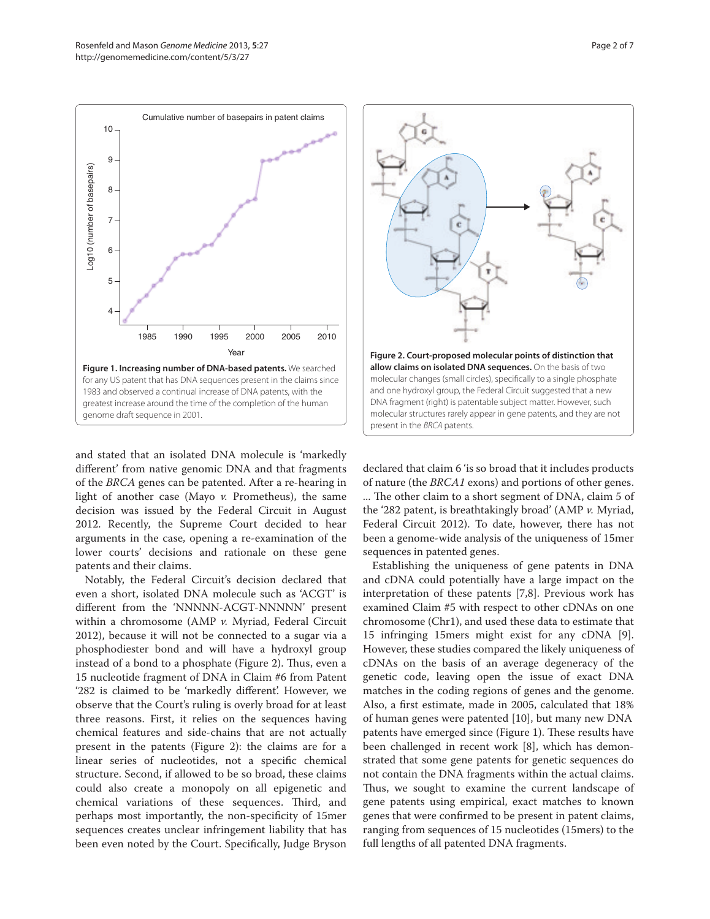Figure 1. Increasing number of DNA-based patents. We searched for any US patent that has DNA sequences present in the claims since 1983 and observed a continual increase of DNA patents, with the greatest increase around the time of the completion of the human genome draft sequence in 2001.

Figure 2. Court-proposed molecular points of distinction that allow claims on isolated DNA sequences. On the basis of two molecular changes (small circles), specifically to a single phosphate and one hydroxyl group, the Federal Circuit suggested that a new DNA fragment (right) is patentable subject matter. However, such molecular structures rarely appear in gene patents, and they are not present in the *BRCA* patents.

and stated that an isolated DNA molecule is 'markedly different' from native genomic DNA and that fragments of the *BRCA* genes can be patented. After a re-hearing in light of another case (Mayo *v.* Prometheus), the same decision was issued by the Federal Circuit in August 2012. Recently, the Supreme Court decided to hear arguments in the case, opening a re-examination of the lower courts' decisions and rationale on these gene patents and their claims.

Notably, the Federal Circuit's decision declared that even a short, isolated DNA molecule such as 'ACGT' is different from the 'NNNNN-ACGT-NNNNN' present within a chromosome (AMP *v.* Myriad, Federal Circuit 2012), because it will not be connected to a sugar via a phosphodiester bond and will have a hydroxyl group instead of a bond to a phosphate (Figure 2). Thus, even a 15 nucleotide fragment of DNA in Claim #6 from Patent '282 is claimed to be 'markedly different'. However, we observe that the Court's ruling is overly broad for at least three reasons. First, it relies on the sequences having chemical features and side-chains that are not actually present in the patents (Figure 2): the claims are for a linear series of nucleotides, not a specific chemical structure. Second, if allowed to be so broad, these claims could also create a monopoly on all epigenetic and chemical variations of these sequences. Third, and perhaps most importantly, the non-specificity of 15mer sequences creates unclear infringement liability that has been even noted by the Court. Specifically, Judge Bryson declared that claim 6 'is so broad that it includes products of nature (the *BRCA1* exons) and portions of other genes. ... The other claim to a short segment of DNA, claim 5 of the '282 patent, is breathtakingly broad' (AMP *v.* Myriad, Federal Circuit 2012). To date, however, there has not been a genome-wide analysis of the uniqueness of 15mer sequences in patented genes.

Establishing the uniqueness of gene patents in DNA and cDNA could potentially have a large impact on the interpretation of these patents [7,8]. Previous work has examined Claim #5 with respect to other cDNAs on one chromosome (Chr1), and used these data to estimate that 15 infringing 15mers might exist for any cDNA [9]. However, these studies compared the likely uniqueness of cDNAs on the basis of an average degeneracy of the genetic code, leaving open the issue of exact DNA matches in the coding regions of genes and the genome. Also, a first estimate, made in 2005, calculated that 18% of human genes were patented [10], but many new DNA patents have emerged since (Figure 1). These results have been challenged in recent work [8], which has demonstrated that some gene patents for genetic sequences do not contain the DNA fragments within the actual claims. Thus, we sought to examine the current landscape of gene patents using empirical, exact matches to known genes that were confirmed to be present in patent claims, ranging from sequences of 15 nucleotides (15mers) to the full lengths of all patented DNA fragments.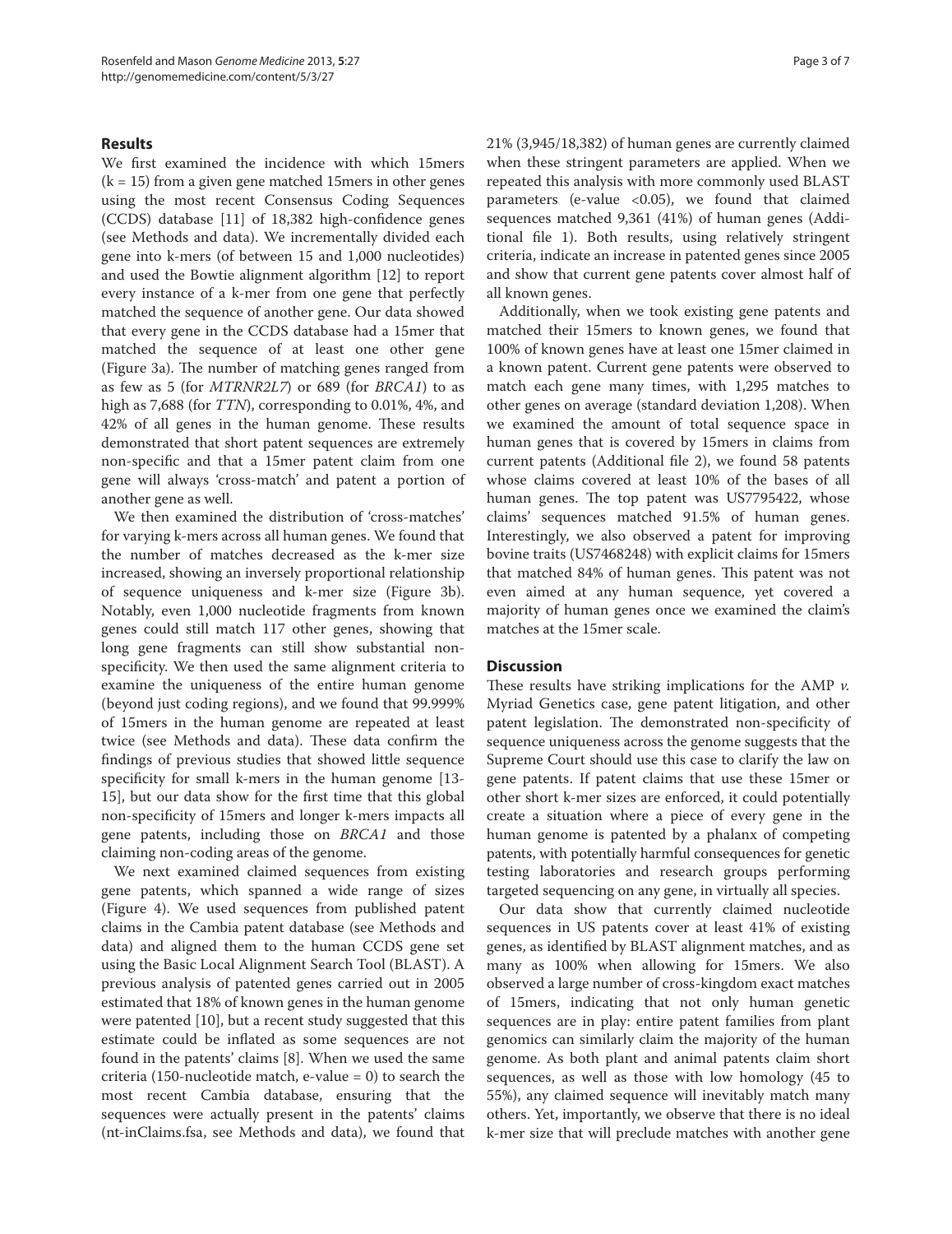## Results

We first examined the incidence with which 15mers (k = 15) from a given gene matched 15mers in other genes using the most recent Consensus Coding Sequences (CCDS) database [11] of 18,382 high-confidence genes (see Methods and data). We incrementally divided each gene into k-mers (of between 15 and 1,000 nucleotides) and used the Bowtie alignment algorithm [12] to report every instance of a k-mer from one gene that perfectly matched the sequence of another gene. Our data showed that every gene in the CCDS database had a 15mer that matched the sequence of at least one other gene (Figure 3a). The number of matching genes ranged from as few as 5 (for *MTRNR2L7*) or 689 (for *BRCA1*) to as high as 7,688 (for *TTN*), corresponding to 0.01%, 4%, and 42% of all genes in the human genome. These results demonstrated that short patent sequences are extremely non-specific and that a 15mer patent claim from one gene will always 'cross-match' and patent a portion of another gene as well.

We then examined the distribution of 'cross-matches' for varying k-mers across all human genes. We found that the number of matches decreased as the k-mer size increased, showing an inversely proportional relationship of sequence uniqueness and k-mer size (Figure 3b). Notably, even 1,000 nucleotide fragments from known genes could still match 117 other genes, showing that long gene fragments can still show substantial non-specificity. We then used the same alignment criteria to examine the uniqueness of the entire human genome (beyond just coding regions), and we found that 99.999% of 15mers in the human genome are repeated at least twice (see Methods and data). These data confirm the findings of previous studies that showed little sequence specificity for small k-mers in the human genome [13-15], but our data show for the first time that this global non-specificity of 15mers and longer k-mers impacts all gene patents, including those on *BRCA1* and those claiming non-coding areas of the genome.

We next examined claimed sequences from existing gene patents, which spanned a wide range of sizes (Figure 4). We used sequences from published patent claims in the Cambia patent database (see Methods and data) and aligned them to the human CCDS gene set using the Basic Local Alignment Search Tool (BLAST). A previous analysis of patented genes carried out in 2005 estimated that 18% of known genes in the human genome were patented [10], but a recent study suggested that this estimate could be inflated as some sequences are not found in the patents' claims [8]. When we used the same criteria (150-nucleotide match, e-value = 0) to search the most recent Cambia database, ensuring that the sequences were actually present in the patents' claims (nt-inClaims.fsa, see Methods and data), we found that 21% (3,945/18,382) of human genes are currently claimed when these stringent parameters are applied. When we repeated this analysis with more commonly used BLAST parameters (e-value <0.05), we found that claimed sequences matched 9,361 (41%) of human genes (Additional file 1). Both results, using relatively stringent criteria, indicate an increase in patented genes since 2005 and show that current gene patents cover almost half of all known genes.

Additionally, when we took existing gene patents and matched their 15mers to known genes, we found that 100% of known genes have at least one 15mer claimed in a known patent. Current gene patents were observed to match each gene many times, with 1,295 matches to other genes on average (standard deviation 1,208). When we examined the amount of total sequence space in human genes that is covered by 15mers in claims from current patents (Additional file 2), we found 58 patents whose claims covered at least 10% of the bases of all human genes. The top patent was US7795422, whose claims' sequences matched 91.5% of human genes. Interestingly, we also observed a patent for improving bovine traits (US7468248) with explicit claims for 15mers that matched 84% of human genes. This patent was not even aimed at any human sequence, yet covered a majority of human genes once we examined the claim's matches at the 15mer scale.

## Discussion

These results have striking implications for the AMP *v.* Myriad Genetics case, gene patent litigation, and other patent legislation. The demonstrated non-specificity of sequence uniqueness across the genome suggests that the Supreme Court should use this case to clarify the law on gene patents. If patent claims that use these 15mer or other short k-mer sizes are enforced, it could potentially create a situation where a piece of every gene in the human genome is patented by a phalanx of competing patents, with potentially harmful consequences for genetic testing laboratories and research groups performing targeted sequencing on any gene, in virtually all species.

Our data show that currently claimed nucleotide sequences in US patents cover at least 41% of existing genes, as identified by BLAST alignment matches, and as many as 100% when allowing for 15mers. We also observed a large number of cross-kingdom exact matches of 15mers, indicating that not only human genetic sequences are in play: entire patent families from plant genomics can similarly claim the majority of the human genome. As both plant and animal patents claim short sequences, as well as those with low homology (45 to 55%), any claimed sequence will inevitably match many others. Yet, importantly, we observe that there is no ideal k-mer size that will preclude matches with another gene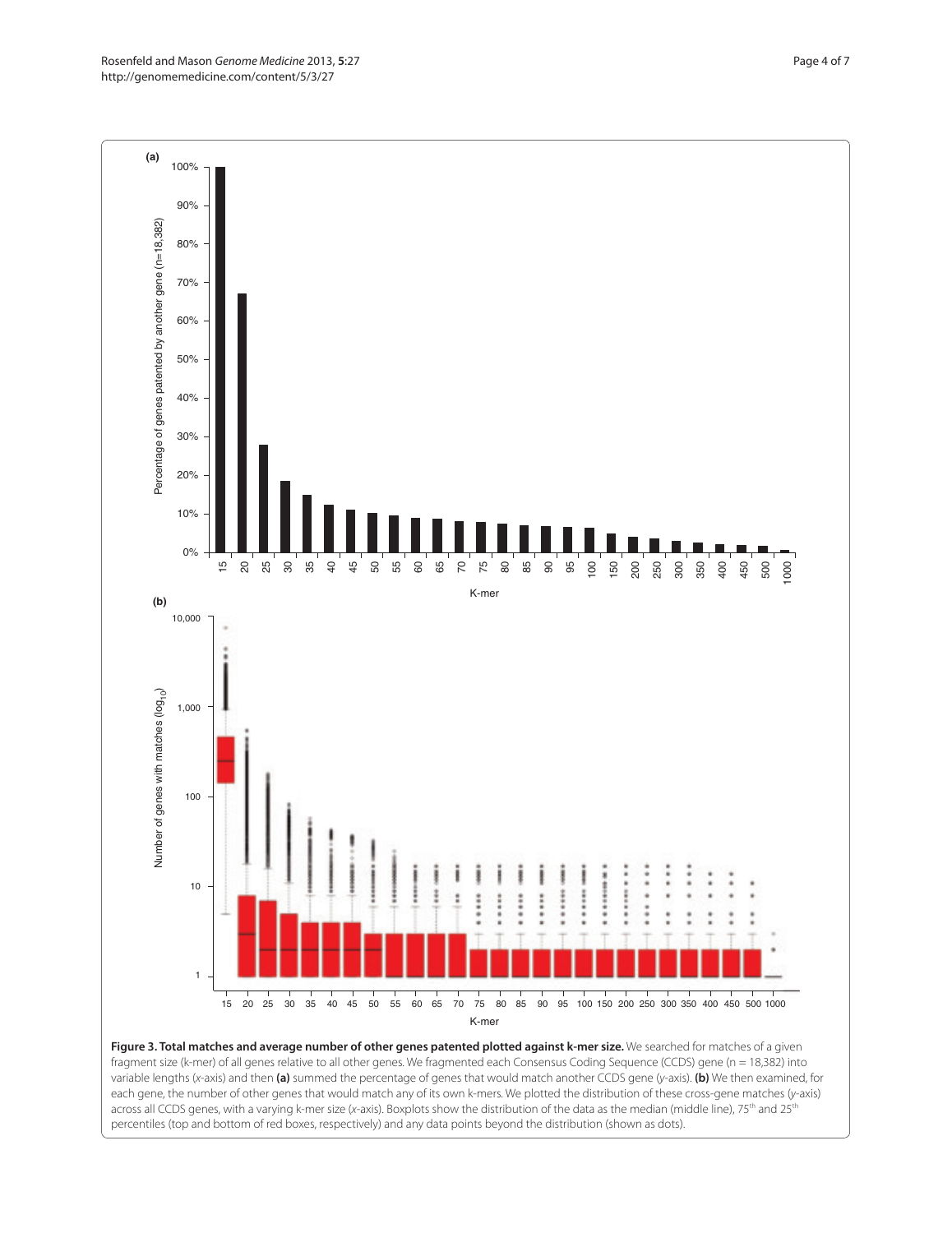**Figure 3. Total matches and average number of other genes patented plotted against k-mer size.** We searched for matches of a given fragment size (k-mer) of all genes relative to all other genes. We fragmented each Consensus Coding Sequence (CCDS) gene (n = 18,382) into variable lengths (*x*-axis) and then **(a)** summed the percentage of genes that would match another CCDS gene (*y*-axis). **(b)** We then examined, for each gene, the number of other genes that would match any of its own k-mers. We plotted the distribution of these cross-gene matches (*y*-axis) across all CCDS genes, with a varying k-mer size (*x*-axis). Boxplots show the distribution of the data as the median (middle line), 75[th] and 25[th] percentiles (top and bottom of red boxes, respectively) and any data points beyond the distribution (shown as dots).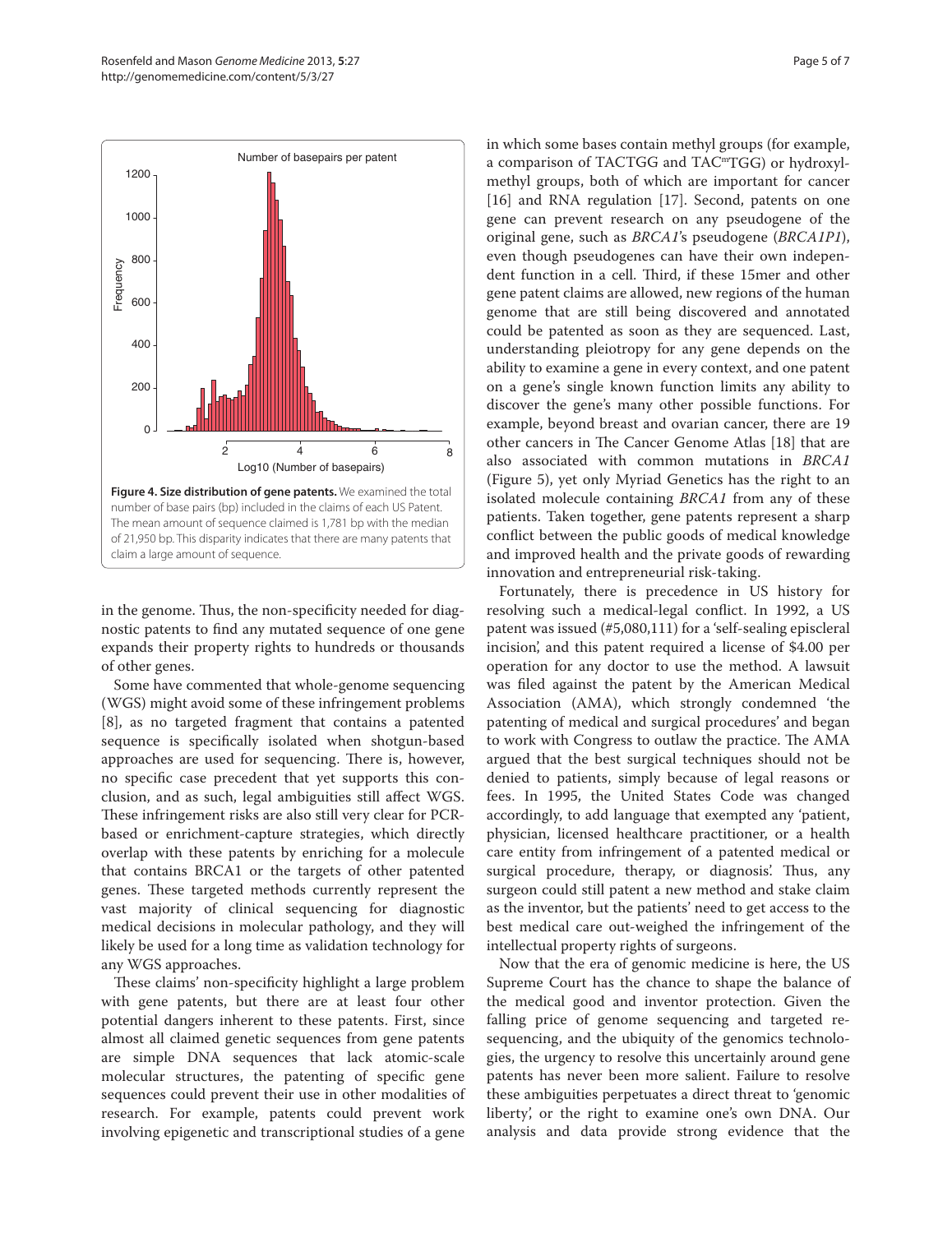**Figure 4. Size distribution of gene patents.** We examined the total number of base pairs (bp) included in the claims of each US Patent. The mean amount of sequence claimed is 1,781 bp with the median of 21,950 bp. This disparity indicates that there are many patents that claim a large amount of sequence.

in the genome. Thus, the non-specificity needed for diagnostic patents to find any mutated sequence of one gene expands their property rights to hundreds or thousands of other genes.

Some have commented that whole-genome sequencing (WGS) might avoid some of these infringement problems [8], as no targeted fragment that contains a patented sequence is specifically isolated when shotgun-based approaches are used for sequencing. There is, however, no specific case precedent that yet supports this conclusion, and as such, legal ambiguities still affect WGS. These infringement risks are also still very clear for PCR-based or enrichment-capture strategies, which directly overlap with these patents by enriching for a molecule that contains BRCA1 or the targets of other patented genes. These targeted methods currently represent the vast majority of clinical sequencing for diagnostic medical decisions in molecular pathology, and they will likely be used for a long time as validation technology for any WGS approaches.

These claims' non-specificity highlight a large problem with gene patents, but there are at least four other potential dangers inherent to these patents. First, since almost all claimed genetic sequences from gene patents are simple DNA sequences that lack atomic-scale molecular structures, the patenting of specific gene sequences could prevent their use in other modalities of research. For example, patents could prevent work involving epigenetic and transcriptional studies of a gene in which some bases contain methyl groups (for example, a comparison of TACTGG and TAC$^{m}$TGG) or hydroxylmethyl groups, both of which are important for cancer [16] and RNA regulation [17]. Second, patents on one gene can prevent research on any pseudogene of the original gene, such as *BRCA1*'s pseudogene (*BRCA1P1*), even though pseudogenes can have their own independent function in a cell. Third, if these 15mer and other gene patent claims are allowed, new regions of the human genome that are still being discovered and annotated could be patented as soon as they are sequenced. Last, understanding pleiotropy for any gene depends on the ability to examine a gene in every context, and one patent on a gene's single known function limits any ability to discover the gene's many other possible functions. For example, beyond breast and ovarian cancer, there are 19 other cancers in The Cancer Genome Atlas [18] that are also associated with common mutations in *BRCA1* (Figure 5), yet only Myriad Genetics has the right to an isolated molecule containing *BRCA1* from any of these patients. Taken together, gene patents represent a sharp conflict between the public goods of medical knowledge and improved health and the private goods of rewarding innovation and entrepreneurial risk-taking.

Fortunately, there is precedence in US history for resolving such a medical-legal conflict. In 1992, a US patent was issued (#5,080,111) for a 'self-sealing episcleral incision', and this patent required a license of $4.00 per operation for any doctor to use the method. A lawsuit was filed against the patent by the American Medical Association (AMA), which strongly condemned 'the patenting of medical and surgical procedures' and began to work with Congress to outlaw the practice. The AMA argued that the best surgical techniques should not be denied to patients, simply because of legal reasons or fees. In 1995, the United States Code was changed accordingly, to add language that exempted any 'patient, physician, licensed healthcare practitioner, or a health care entity from infringement of a patented medical or surgical procedure, therapy, or diagnosis'. Thus, any surgeon could still patent a new method and stake claim as the inventor, but the patients' need to get access to the best medical care out-weighed the infringement of the intellectual property rights of surgeons.

Now that the era of genomic medicine is here, the US Supreme Court has the chance to shape the balance of the medical good and inventor protection. Given the falling price of genome sequencing and targeted re-sequencing, and the ubiquity of the genomics technologies, the urgency to resolve this uncertainly around gene patents has never been more salient. Failure to resolve these ambiguities perpetuates a direct threat to 'genomic liberty', or the right to examine one's own DNA. Our analysis and data provide strong evidence that the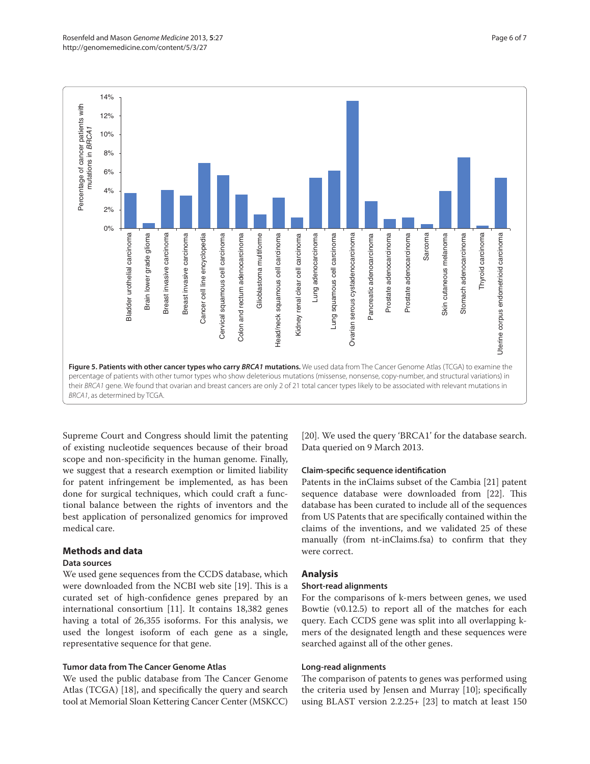**Figure 5. Patients with other cancer types who carry *BRCA1* mutations.** We used data from The Cancer Genome Atlas (TCGA) to examine the percentage of patients with other tumor types who show deleterious mutations (missense, nonsense, copy-number, and structural variations) in their *BRCA1* gene. We found that ovarian and breast cancers are only 2 of 21 total cancer types likely to be associated with relevant mutations in *BRCA1*, as determined by TCGA.

Supreme Court and Congress should limit the patenting of existing nucleotide sequences because of their broad scope and non-specificity in the human genome. Finally, we suggest that a research exemption or limited liability for patent infringement be implemented, as has been done for surgical techniques, which could craft a functional balance between the rights of inventors and the best application of personalized genomics for improved medical care.

## Methods and data

### Data sources

We used gene sequences from the CCDS database, which were downloaded from the NCBI web site [19]. This is a curated set of high-confidence genes prepared by an international consortium [11]. It contains 18,382 genes having a total of 26,355 isoforms. For this analysis, we used the longest isoform of each gene as a single, representative sequence for that gene.

### Tumor data from The Cancer Genome Atlas

We used the public database from The Cancer Genome Atlas (TCGA) [18], and specifically the query and search tool at Memorial Sloan Kettering Cancer Center (MSKCC) [20]. We used the query 'BRCA1' for the database search. Data queried on 9 March 2013.

### Claim-specific sequence identification

Patents in the inClaims subset of the Cambia [21] patent sequence database were downloaded from [22]. This database has been curated to include all of the sequences from US Patents that are specifically contained within the claims of the inventions, and we validated 25 of these manually (from nt-inClaims.fsa) to confirm that they were correct.

## Analysis

### Short-read alignments

For the comparisons of k-mers between genes, we used Bowtie (v0.12.5) to report all of the matches for each query. Each CCDS gene was split into all overlapping k-mers of the designated length and these sequences were searched against all of the other genes.

### Long-read alignments

The comparison of patents to genes was performed using the criteria used by Jensen and Murray [10]; specifically using BLAST version 2.2.25+ [23] to match at least 150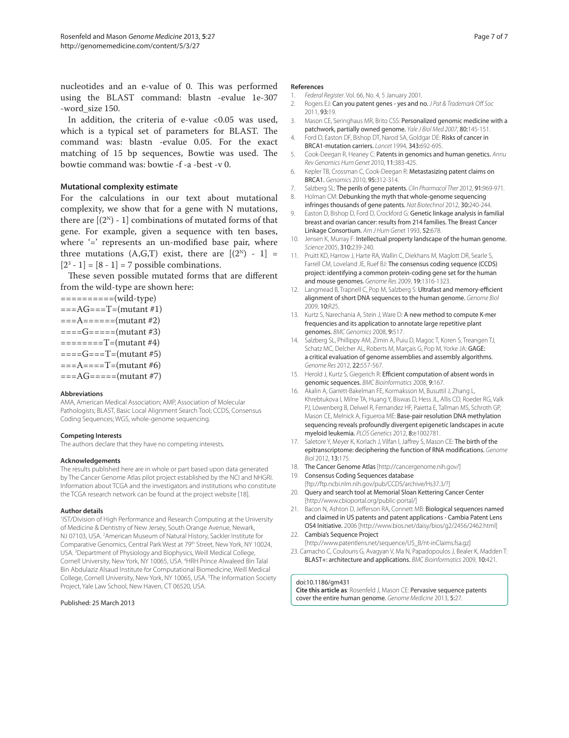nucleotides and an e-value of 0. This was performed using the BLAST command: blastn -evalue 1e-307 -word_size 150.

In addition, the criteria of e-value <0.05 was used, which is a typical set of parameters for BLAST. The command was: blastn -evalue 0.05. For the exact matching of 15 bp sequences, Bowtie was used. The bowtie command was: bowtie -f -a -best -v 0.

### Mutational complexity estimate

For the calculations in our text about mutational complexity, we show that for a gene with N mutations, there are $[(2^N) - 1]$ combinations of mutated forms of that gene. For example, given a sequence with ten bases, where '=' represents an un-modified base pair, where three mutations (A,G,T) exist, there are $[(2^N) - 1] = [2^3 - 1] = [8 - 1] = 7$ possible combinations.

These seven possible mutated forms that are different from the wild-type are shown here:

```
==========(wild-type)
===AG===T=(mutant #1)
===A======(mutant #2)
====G=====(mutant #3)
========T=(mutant #4)
====G===T=(mutant #5)
===A====T=(mutant #6)
===AG=====(mutant #7)
```

#### Abbreviations

AMA, American Medical Association; AMP, Association of Molecular Pathologists; BLAST, Basic Local Alignment Search Tool; CCDS, Consensus Coding Sequences; WGS, whole-genome sequencing.

#### Competing Interests

The authors declare that they have no competing interests.

#### Acknowledgements

The results published here are in whole or part based upon data generated by The Cancer Genome Atlas pilot project established by the NCI and NHGRI. Information about TCGA and the investigators and institutions who constitute the TCGA research network can be found at the project website [18].

#### Author details

[1]IST/Division of High Performance and Research Computing at the University of Medicine & Dentistry of New Jersey, South Orange Avenue, Newark, NJ 07103, USA. [2]American Museum of Natural History, Sackler Institute for Comparative Genomics, Central Park West at 79th Street, New York, NY 10024, USA. [3]Department of Physiology and Biophysics, Weill Medical College, Cornell University, New York, NY 10065, USA. [4]HRH Prince Alwaleed Bin Talal Bin Abdulaziz Alsaud Institute for Computational Biomedicine, Weill Medical College, Cornell University, New York, NY 10065, USA. [5]The Information Society Project, Yale Law School, New Haven, CT 06520, USA.

Published: 25 March 2013

#### References

1. *Federal Register*. Vol. 66, No. 4, 5 January 2001.
2. Rogers EJ: **Can you patent genes - yes and no.** *J Pat & Trademark Off Soc* 2011, **93:**19.
3. Mason CE, Seringhaus MR, Brito CSS: **Personalized genomic medicine with a patchwork, partially owned genome.** *Yale J Biol Med 2007*, **80:**145-151.
4. Ford D, Easton DF, Bishop DT, Narod SA, Goldgar DE: **Risks of cancer in BRCA1-mutation carriers.** *Lancet* 1994, **343:**692-695.
5. Cook-Deegan R, Heaney C: **Patents in genomics and human genetics.** *Annu Rev Genomics Hum Genet* 2010, **11:**383-425.
6. Kepler TB, Crossman C, Cook-Deegan R: **Metastasizing patent claims on BRCA1.** *Genomics* 2010, **95:**312-314.
7. Salzberg SL: **The perils of gene patents.** *Clin Pharmacol Ther* 2012, **91:**969-971.
8. Holman CM: **Debunking the myth that whole-genome sequencing infringes thousands of gene patents.** *Nat Biotechnol* 2012, **30:**240-244.
9. Easton D, Bishop D, Ford D, Crockford G: **Genetic linkage analysis in familial breast and ovarian cancer: results from 214 families. The Breast Cancer Linkage Consortium.** *Am J Hum Genet* 1993, **52:**678.
10. Jensen K, Murray F: **Intellectual property landscape of the human genome.** *Science* 2005, **310:**239-240.
11. Pruitt KD, Harrow J, Harte RA, Wallin C, Diekhans M, Maglott DR, Searle S, Farrell CM, Loveland JE, Ruef BJ: **The consensus coding sequence (CCDS) project: identifying a common protein-coding gene set for the human and mouse genomes.** *Genome Res* 2009, **19:**1316-1323.
12. Langmead B, Trapnell C, Pop M, Salzberg S: **Ultrafast and memory-efficient alignment of short DNA sequences to the human genome.** *Genome Biol* 2009, **10:**R25.
13. Kurtz S, Narechania A, Stein J, Ware D: **A new method to compute K-mer frequencies and its application to annotate large repetitive plant genomes.** *BMC Genomics* 2008, **9:**517.
14. Salzberg SL, Phillippy AM, Zimin A, Puiu D, Magoc T, Koren S, Treangen TJ, Schatz MC, Delcher AL, Roberts M, Marçais G, Pop M, Yorke JA: **GAGE: a critical evaluation of genome assemblies and assembly algorithms.** *Genome Res* 2012, **22:**557-567.
15. Herold J, Kurtz S, Giegerich R: **Efficient computation of absent words in genomic sequences.** *BMC Bioinformatics* 2008, **9:**167.
16. Akalin A, Garrett-Bakelman FE, Kormaksson M, Busuttil J, Zhang L, Khrebtukova I, Milne TA, Huang Y, Biswas D, Hess JL, Allis CD, Roeder RG, Valk PJ, Löwenberg B, Delwel R, Fernandez HF, Paietta E, Tallman MS, Schroth GP, Mason CE, Melnick A, Figueroa ME: **Base-pair resolution DNA methylation sequencing reveals profoundly divergent epigenetic landscapes in acute myeloid leukemia.** *PLOS Genetics* 2012, **8:**e1002781.
17. Saletore Y, Meyer K, Korlach J, Vilfan I, Jaffrey S, Mason CE: **The birth of the epitranscriptome: deciphering the function of RNA modifications.** *Genome Biol* 2012, **13:**175.
18. **The Cancer Genome Atlas** [http://cancergenome.nih.gov/]
19. **Consensus Coding Sequences database** [ftp://ftp.ncbi.nlm.nih.gov/pub/CCDS/archive/Hs37.3/?]
20. **Query and search tool at Memorial Sloan Kettering Cancer Center** [http://www.cbioportal.org/public-portal/]
21. Bacon N, Ashton D, Jefferson RA, Connett MB: **Biological sequences named and claimed in US patents and patent applications - Cambia Patent Lens OS4 Initiative.** 2006 [http://www.bios.net/daisy/bios/g2/2456/2462.html]
22. **Cambia's Sequence Project** [http://www.patentlens.net/sequence/US_B/nt-inClaims.fsa.gz]
23. Camacho C, Coulouris G, Avagyan V, Ma N, Papadopoulos J, Bealer K, Madden T: **BLAST+: architecture and applications.** *BMC Bioinformatics* 2009, **10:**421.

doi:10.1186/gm431

**Cite this article as**: Rosenfeld J, Mason CE: **Pervasive sequence patents cover the entire human genome.** *Genome Medicine* 2013, **5:**27.